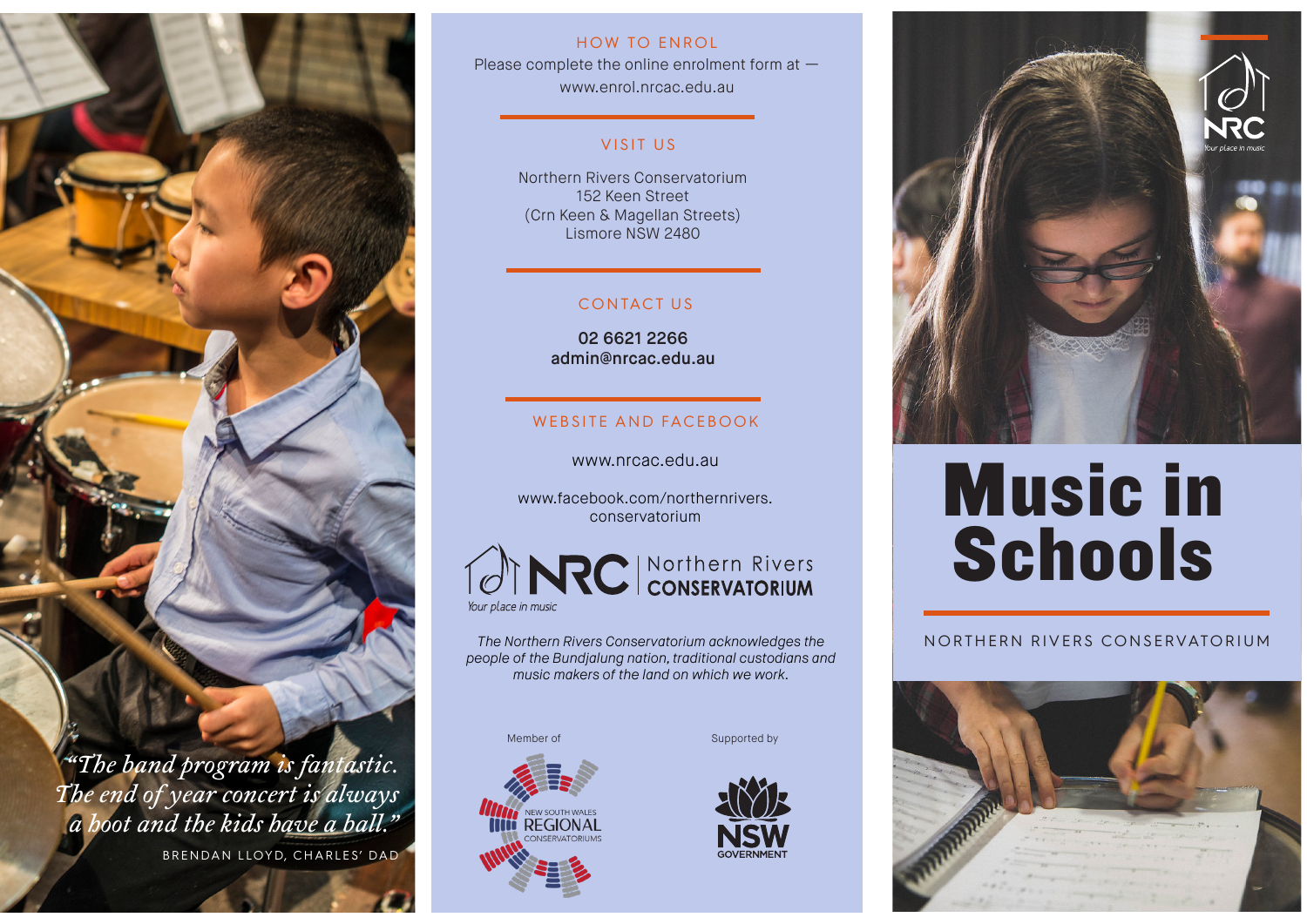*"The band program is fantastic. The end of year concert is always a hoot and the kids have a ball."*

BRENDAN LLOYD, CHARLES' DAD

## HOW TO ENROL

Please complete the online enrolment form at — www.enrol.nrcac.edu.au

## VISIT US

Northern Rivers Conservatorium
152 Keen Street
(Crn Keen & Magellan Streets)
Lismore NSW 2480

## CONTACT US

**02 6621 2266**
**admin@nrcac.edu.au**

## WEBSITE AND FACEBOOK

www.nrcac.edu.au

www.facebook.com/northernrivers.conservatorium

NRC Northern Rivers CONSERVATORIUM
Your place in music

*The Northern Rivers Conservatorium acknowledges the people of the Bundjalung nation, traditional custodians and music makers of the land on which we work.*

Member of

NEW SOUTH WALES REGIONAL CONSERVATORIUMS

Supported by

NSW GOVERNMENT

NRC
Your place in music

# Music in Schools

NORTHERN RIVERS CONSERVATORIUM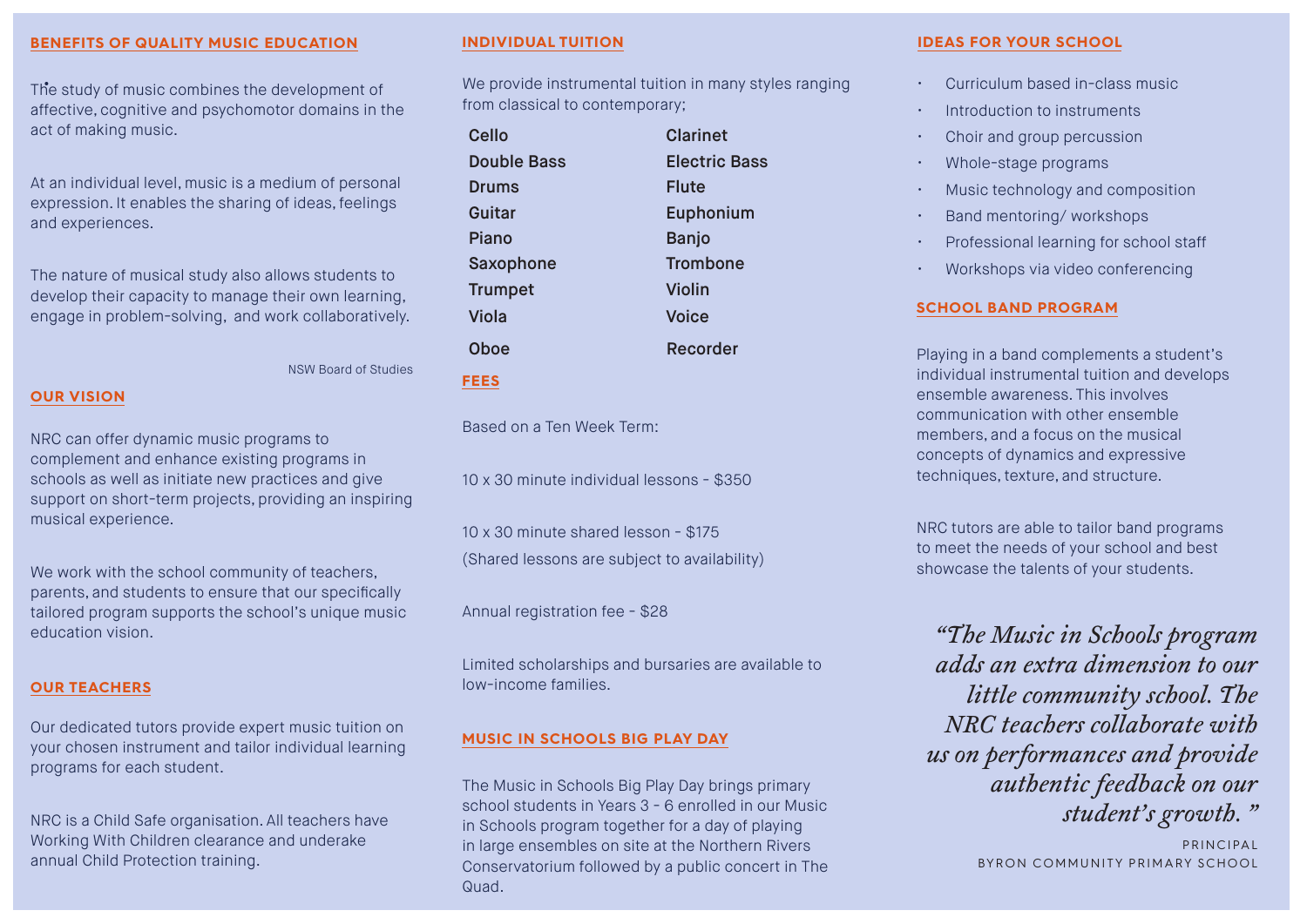## BENEFITS OF QUALITY MUSIC EDUCATION

The study of music combines the development of affective, cognitive and psychomotor domains in the act of making music.

At an individual level, music is a medium of personal expression. It enables the sharing of ideas, feelings and experiences.

The nature of musical study also allows students to develop their capacity to manage their own learning, engage in problem-solving, and work collaboratively.

NSW Board of Studies

## OUR VISION

NRC can offer dynamic music programs to complement and enhance existing programs in schools as well as initiate new practices and give support on short-term projects, providing an inspiring musical experience.

We work with the school community of teachers, parents, and students to ensure that our specifically tailored program supports the school's unique music education vision.

## OUR TEACHERS

Our dedicated tutors provide expert music tuition on your chosen instrument and tailor individual learning programs for each student.

NRC is a Child Safe organisation. All teachers have Working With Children clearance and underake annual Child Protection training.

## INDIVIDUAL TUITION

We provide instrumental tuition in many styles ranging from classical to contemporary;

| | |
|---|---|
| **Cello** | **Clarinet** |
| **Double Bass** | **Electric Bass** |
| **Drums** | **Flute** |
| **Guitar** | **Euphonium** |
| **Piano** | **Banjo** |
| **Saxophone** | **Trombone** |
| **Trumpet** | **Violin** |
| **Viola** | **Voice** |
| **Oboe** | **Recorder** |

## FEES

Based on a Ten Week Term:

10 x 30 minute individual lessons - $350

10 x 30 minute shared lesson - $175

(Shared lessons are subject to availability)

Annual registration fee - $28

Limited scholarships and bursaries are available to low-income families.

## MUSIC IN SCHOOLS BIG PLAY DAY

The Music in Schools Big Play Day brings primary school students in Years 3 - 6 enrolled in our Music in Schools program together for a day of playing in large ensembles on site at the Northern Rivers Conservatorium followed by a public concert in The Quad.

## IDEAS FOR YOUR SCHOOL

- Curriculum based in-class music
- Introduction to instruments
- Choir and group percussion
- Whole-stage programs
- Music technology and composition
- Band mentoring/ workshops
- Professional learning for school staff
- Workshops via video conferencing

## SCHOOL BAND PROGRAM

Playing in a band complements a student's individual instrumental tuition and develops ensemble awareness. This involves communication with other ensemble members, and a focus on the musical concepts of dynamics and expressive techniques, texture, and structure.

NRC tutors are able to tailor band programs to meet the needs of your school and best showcase the talents of your students.

*"The Music in Schools program adds an extra dimension to our little community school. The NRC teachers collaborate with us on performances and provide authentic feedback on our student's growth."*

PRINCIPAL
BYRON COMMUNITY PRIMARY SCHOOL